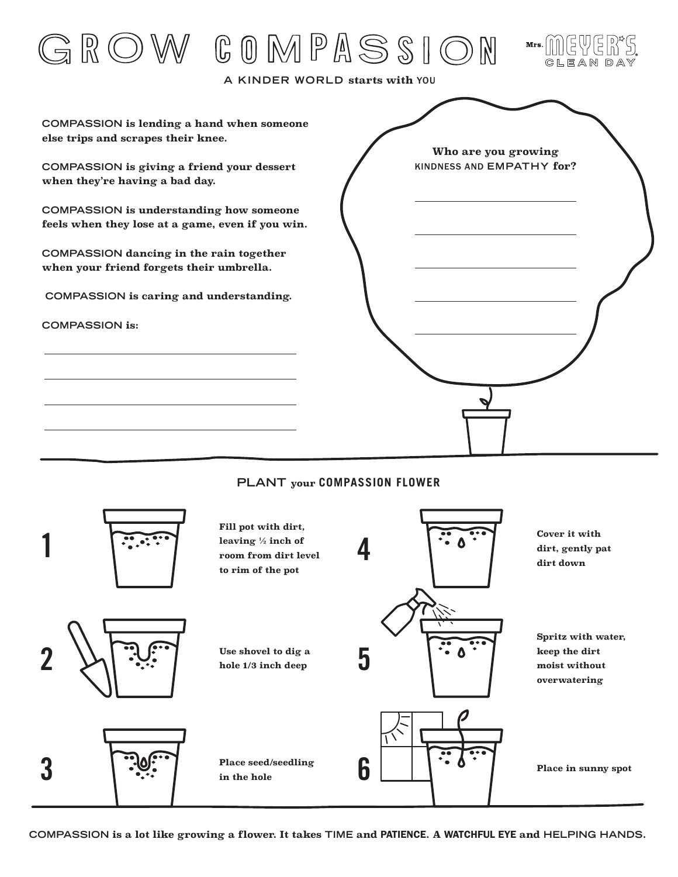# GROW COMPASSION

Mrs. MEYER'S CLEAN DAY

A KINDER WORLD starts with YOU

COMPASSION is lending a hand when someone else trips and scrapes their knee.

COMPASSION is giving a friend your dessert when they're having a bad day.

COMPASSION is understanding how someone feels when they lose at a game, even if you win.

COMPASSION dancing in the rain together when your friend forgets their umbrella.

COMPASSION is caring and understanding.

COMPASSION is:

\_\_\_\_\_\_\_\_\_\_\_\_\_\_\_\_\_\_\_\_\_\_\_\_\_\_\_\_\_\_

\_\_\_\_\_\_\_\_\_\_\_\_\_\_\_\_\_\_\_\_\_\_\_\_\_\_\_\_\_\_

\_\_\_\_\_\_\_\_\_\_\_\_\_\_\_\_\_\_\_\_\_\_\_\_\_\_\_\_\_\_

\_\_\_\_\_\_\_\_\_\_\_\_\_\_\_\_\_\_\_\_\_\_\_\_\_\_\_\_\_\_

**Who are you growing KINDNESS AND EMPATHY for?**

\_\_\_\_\_\_\_\_\_\_\_\_\_\_\_\_\_\_\_\_

\_\_\_\_\_\_\_\_\_\_\_\_\_\_\_\_\_\_\_\_

\_\_\_\_\_\_\_\_\_\_\_\_\_\_\_\_\_\_\_\_

\_\_\_\_\_\_\_\_\_\_\_\_\_\_\_\_\_\_\_\_

\_\_\_\_\_\_\_\_\_\_\_\_\_\_\_\_\_\_\_\_

## PLANT your COMPASSION FLOWER

1. Fill pot with dirt, leaving ½ inch of room from dirt level to rim of the pot
2. Use shovel to dig a hole 1/3 inch deep
3. Place seed/seedling in the hole
4. Cover it with dirt, gently pat dirt down
5. Spritz with water, keep the dirt moist without overwatering
6. Place in sunny spot

COMPASSION is a lot like growing a flower. It takes TIME and PATIENCE. A WATCHFUL EYE and HELPING HANDS.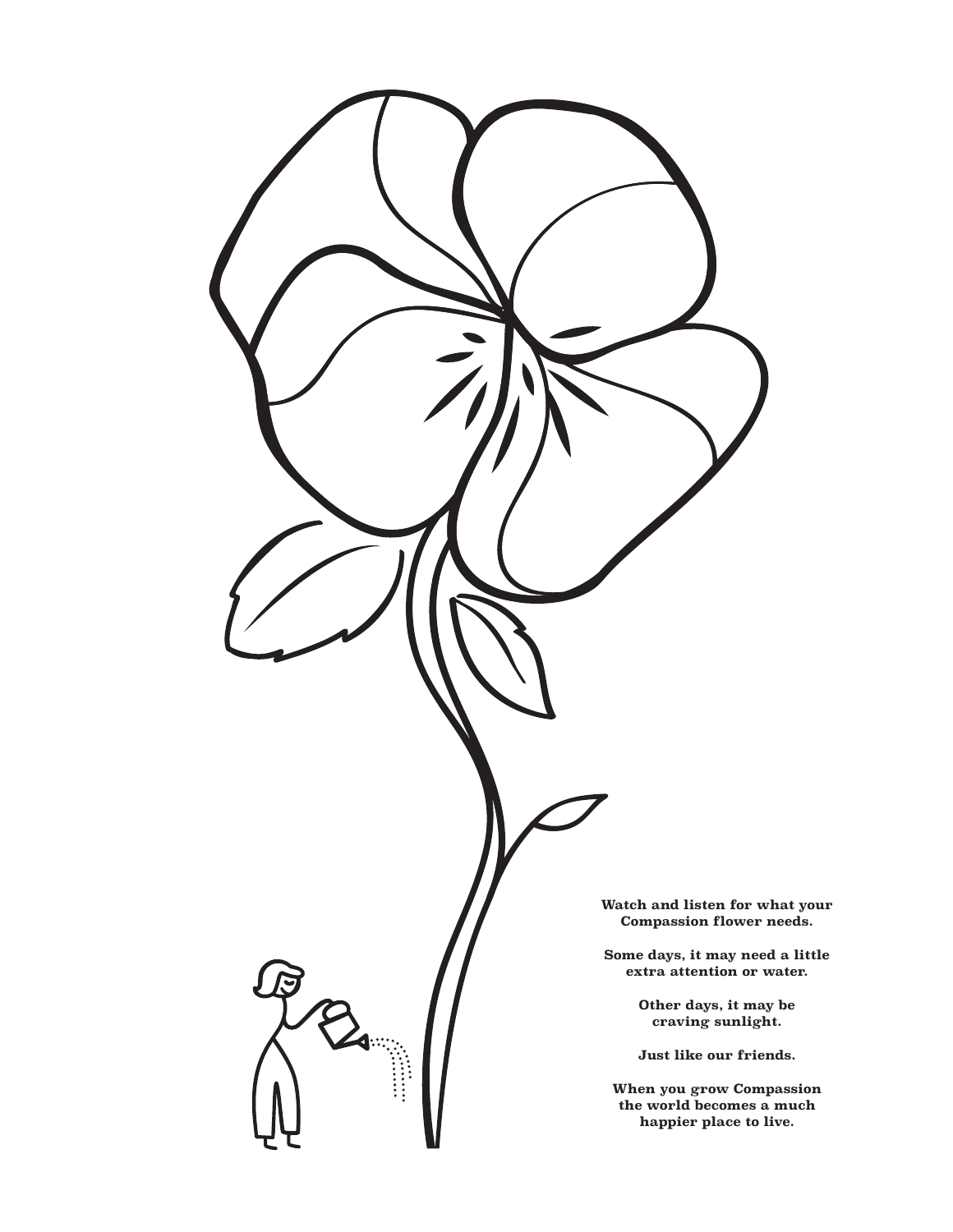**Watch and listen for what your Compassion flower needs.**

**Some days, it may need a little extra attention or water.**

**Other days, it may be craving sunlight.**

**Just like our friends.**

**When you grow Compassion the world becomes a much happier place to live.**